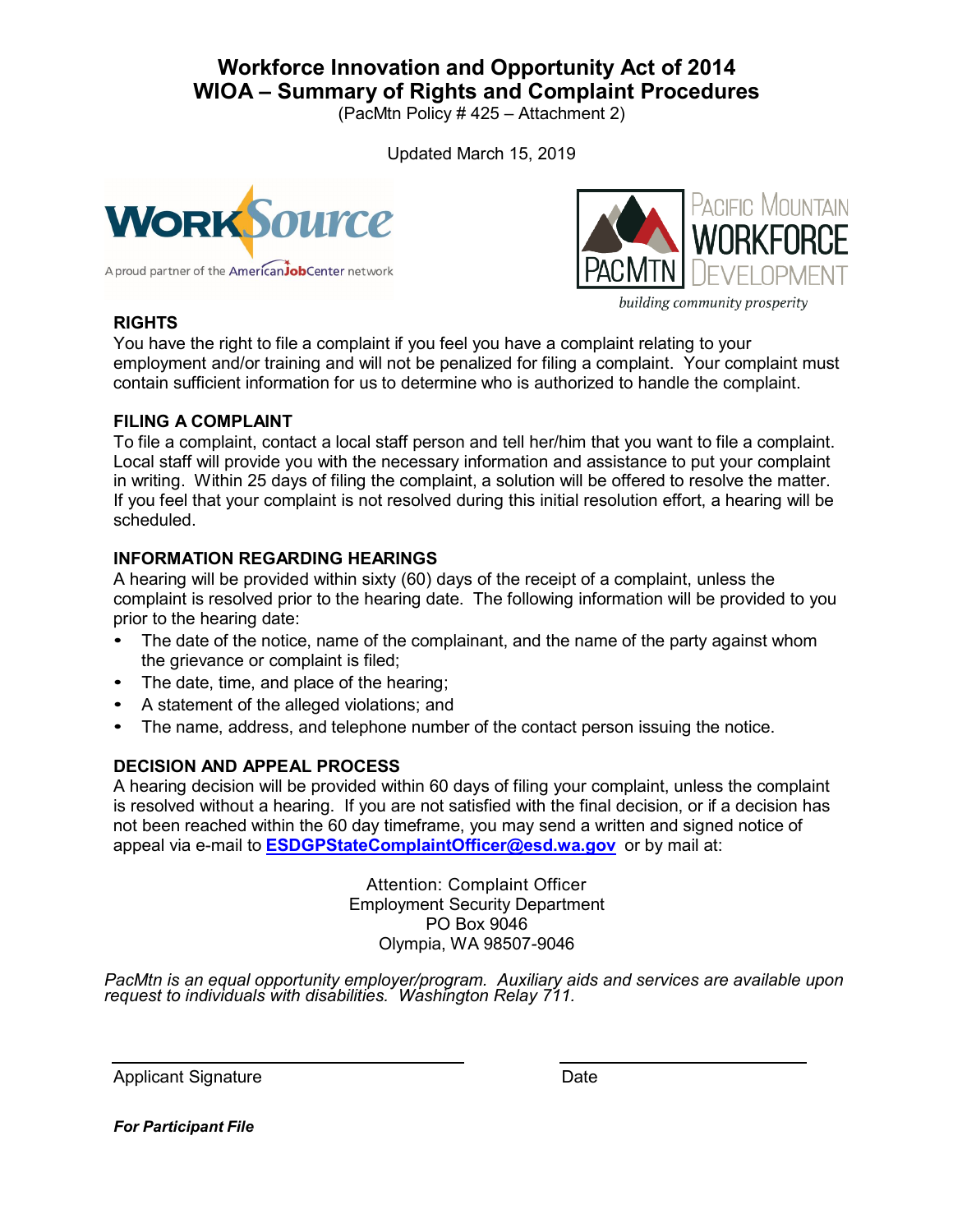# Workforce Innovation and Opportunity Act of 2014
# WIOA – Summary of Rights and Complaint Procedures

(PacMtn Policy # 425 – Attachment 2)

Updated March 15, 2019

WorkSource – A proud partner of the AmericanJobCenter network

Pacific Mountain Workforce Development – building community prosperity

**RIGHTS**

You have the right to file a complaint if you feel you have a complaint relating to your employment and/or training and will not be penalized for filing a complaint. Your complaint must contain sufficient information for us to determine who is authorized to handle the complaint.

**FILING A COMPLAINT**

To file a complaint, contact a local staff person and tell her/him that you want to file a complaint. Local staff will provide you with the necessary information and assistance to put your complaint in writing. Within 25 days of filing the complaint, a solution will be offered to resolve the matter. If you feel that your complaint is not resolved during this initial resolution effort, a hearing will be scheduled.

**INFORMATION REGARDING HEARINGS**

A hearing will be provided within sixty (60) days of the receipt of a complaint, unless the complaint is resolved prior to the hearing date. The following information will be provided to you prior to the hearing date:

- The date of the notice, name of the complainant, and the name of the party against whom the grievance or complaint is filed;
- The date, time, and place of the hearing;
- A statement of the alleged violations; and
- The name, address, and telephone number of the contact person issuing the notice.

**DECISION AND APPEAL PROCESS**

A hearing decision will be provided within 60 days of filing your complaint, unless the complaint is resolved without a hearing. If you are not satisfied with the final decision, or if a decision has not been reached within the 60 day timeframe, you may send a written and signed notice of appeal via e-mail to **ESDGPStateComplaintOfficer@esd.wa.gov** or by mail at:

Attention: Complaint Officer
Employment Security Department
PO Box 9046
Olympia, WA 98507-9046

*PacMtn is an equal opportunity employer/program. Auxiliary aids and services are available upon request to individuals with disabilities. Washington Relay 711.*

______________________________ Applicant Signature

______________________________ Date

***For Participant File***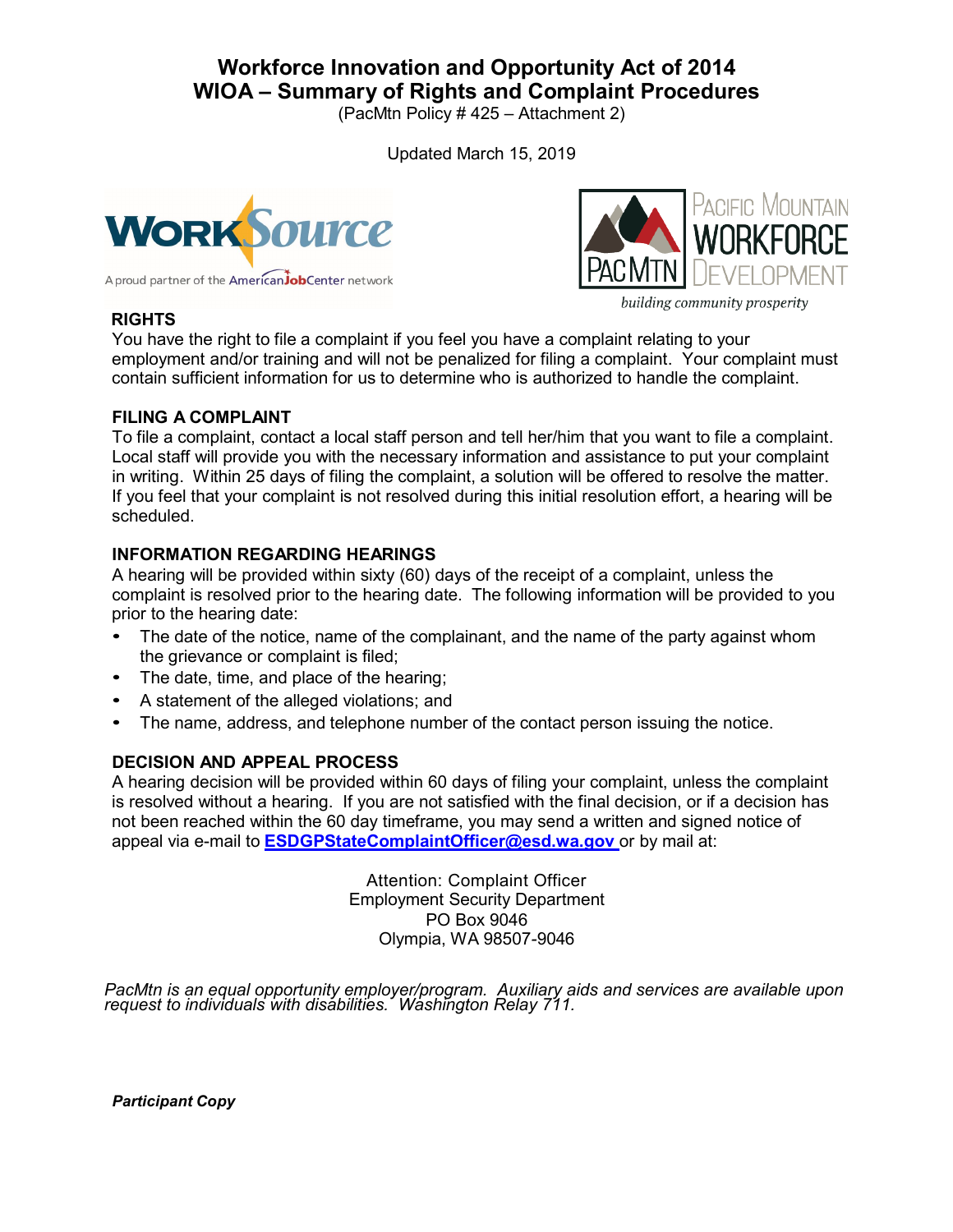# Workforce Innovation and Opportunity Act of 2014
# WIOA – Summary of Rights and Complaint Procedures

(PacMtn Policy # 425 – Attachment 2)

Updated March 15, 2019

WorkSource

A proud partner of the AmericanJobCenter network

PACMTN Pacific Mountain Workforce Development

*building community prosperity*

### RIGHTS

You have the right to file a complaint if you feel you have a complaint relating to your employment and/or training and will not be penalized for filing a complaint. Your complaint must contain sufficient information for us to determine who is authorized to handle the complaint.

### FILING A COMPLAINT

To file a complaint, contact a local staff person and tell her/him that you want to file a complaint. Local staff will provide you with the necessary information and assistance to put your complaint in writing. Within 25 days of filing the complaint, a solution will be offered to resolve the matter. If you feel that your complaint is not resolved during this initial resolution effort, a hearing will be scheduled.

### INFORMATION REGARDING HEARINGS

A hearing will be provided within sixty (60) days of the receipt of a complaint, unless the complaint is resolved prior to the hearing date. The following information will be provided to you prior to the hearing date:

- The date of the notice, name of the complainant, and the name of the party against whom the grievance or complaint is filed;
- The date, time, and place of the hearing;
- A statement of the alleged violations; and
- The name, address, and telephone number of the contact person issuing the notice.

### DECISION AND APPEAL PROCESS

A hearing decision will be provided within 60 days of filing your complaint, unless the complaint is resolved without a hearing. If you are not satisfied with the final decision, or if a decision has not been reached within the 60 day timeframe, you may send a written and signed notice of appeal via e-mail to **ESDGPStateComplaintOfficer@esd.wa.gov** or by mail at:

Attention: Complaint Officer
Employment Security Department
PO Box 9046
Olympia, WA 98507-9046

*PacMtn is an equal opportunity employer/program. Auxiliary aids and services are available upon request to individuals with disabilities. Washington Relay 711.*

***Participant Copy***